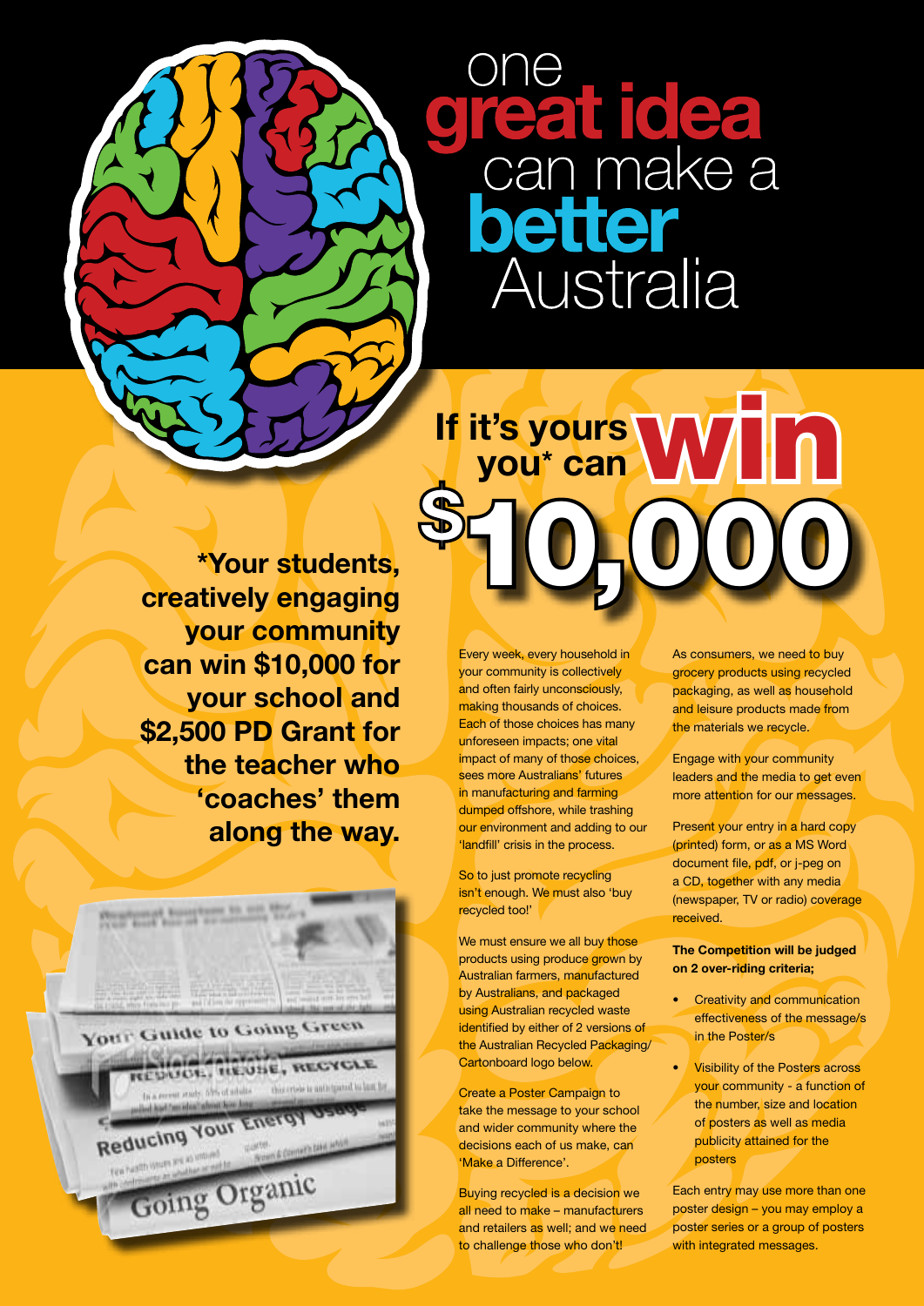# one **great idea** can make a **better** Australia

## If it's yours you* can win $10,000

**\*Your students, creatively engaging your community can win $10,000 for your school and $2,500 PD Grant for the teacher who 'coaches' them along the way.**

Every week, every household in your community is collectively and often fairly unconsciously, making thousands of choices. Each of those choices has many unforeseen impacts; one vital impact of many of those choices, sees more Australians' futures in manufacturing and farming dumped offshore, while trashing our environment and adding to our 'landfill' crisis in the process.

So to just promote recycling isn't enough. We must also 'buy recycled too!'

We must ensure we all buy those products using produce grown by Australian farmers, manufactured by Australians, and packaged using Australian recycled waste identified by either of 2 versions of the Australian Recycled Packaging/ Cartonboard logo below.

Create a Poster Campaign to take the message to your school and wider community where the decisions each of us make, can 'Make a Difference'.

Buying recycled is a decision we all need to make – manufacturers and retailers as well; and we need to challenge those who don't!

As consumers, we need to buy grocery products using recycled packaging, as well as household and leisure products made from the materials we recycle.

Engage with your community leaders and the media to get even more attention for our messages.

Present your entry in a hard copy (printed) form, or as a MS Word document file, pdf, or j-peg on a CD, together with any media (newspaper, TV or radio) coverage received.

**The Competition will be judged on 2 over-riding criteria;**

- Creativity and communication effectiveness of the message/s in the Poster/s
- Visibility of the Posters across your community - a function of the number, size and location of posters as well as media publicity attained for the posters

Each entry may use more than one poster design – you may employ a poster series or a group of posters with integrated messages.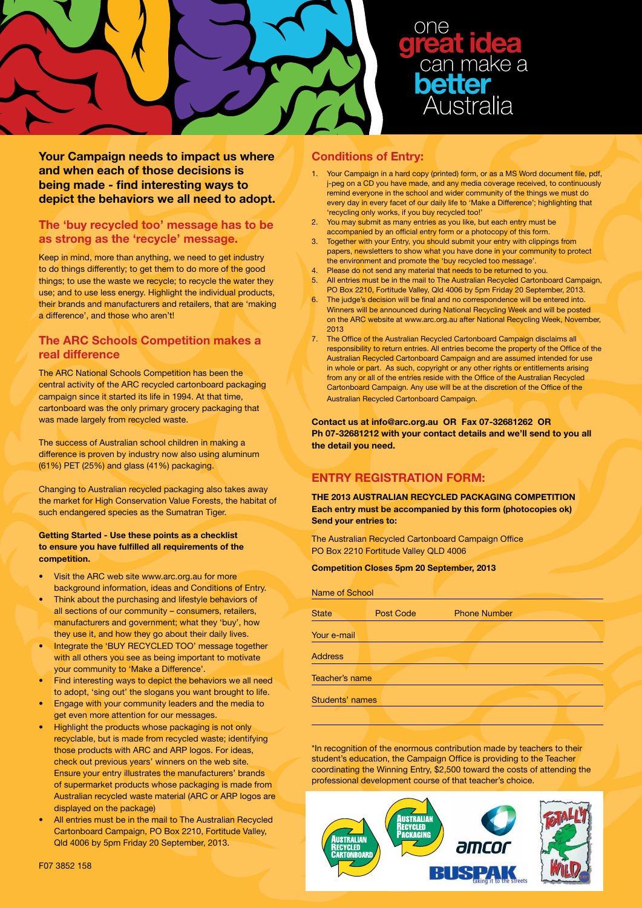one **great idea** can make a **better** Australia

**Your Campaign needs to impact us where and when each of those decisions is being made - find interesting ways to depict the behaviors we all need to adopt.**

## The 'buy recycled too' message has to be as strong as the 'recycle' message.

Keep in mind, more than anything, we need to get industry to do things differently; to get them to do more of the good things; to use the waste we recycle; to recycle the water they use; and to use less energy. Highlight the individual products, their brands and manufacturers and retailers, that are 'making a difference', and those who aren't!

## The ARC Schools Competition makes a real difference

The ARC National Schools Competition has been the central activity of the ARC recycled cartonboard packaging campaign since it started its life in 1994. At that time, cartonboard was the only primary grocery packaging that was made largely from recycled waste.

The success of Australian school children in making a difference is proven by industry now also using aluminum (61%) PET (25%) and glass (41%) packaging.

Changing to Australian recycled packaging also takes away the market for High Conservation Value Forests, the habitat of such endangered species as the Sumatran Tiger.

**Getting Started - Use these points as a checklist to ensure you have fulfilled all requirements of the competition.**

- Visit the ARC web site www.arc.org.au for more background information, ideas and Conditions of Entry.
- Think about the purchasing and lifestyle behaviors of all sections of our community – consumers, retailers, manufacturers and government; what they 'buy', how they use it, and how they go about their daily lives.
- Integrate the 'BUY RECYCLED TOO' message together with all others you see as being important to motivate your community to 'Make a Difference'.
- Find interesting ways to depict the behaviors we all need to adopt, 'sing out' the slogans you want brought to life.
- Engage with your community leaders and the media to get even more attention for our messages.
- Highlight the products whose packaging is not only recyclable, but is made from recycled waste; identifying those products with ARC and ARP logos. For ideas, check out previous years' winners on the web site. Ensure your entry illustrates the manufacturers' brands of supermarket products whose packaging is made from Australian recycled waste material (ARC or ARP logos are displayed on the package)
- All entries must be in the mail to The Australian Recycled Cartonboard Campaign, PO Box 2210, Fortitude Valley, Qld 4006 by 5pm Friday 20 September, 2013.

F07 3852 158

## Conditions of Entry:

1. Your Campaign in a hard copy (printed) form, or as a MS Word document file, pdf, j-peg on a CD you have made, and any media coverage received, to continuously remind everyone in the school and wider community of the things we must do every day in every facet of our daily life to 'Make a Difference'; highlighting that 'recycling only works, if you buy recycled too!'
2. You may submit as many entries as you like, but each entry must be accompanied by an official entry form or a photocopy of this form.
3. Together with your Entry, you should submit your entry with clippings from papers, newsletters to show what you have done in your community to protect the environment and promote the 'buy recycled too message'.
4. Please do not send any material that needs to be returned to you.
5. All entries must be in the mail to The Australian Recycled Cartonboard Campaign, PO Box 2210, Fortitude Valley, Qld 4006 by 5pm Friday 20 September, 2013.
6. The judge's decision will be final and no correspondence will be entered into. Winners will be announced during National Recycling Week and will be posted on the ARC website at www.arc.org.au after National Recycling Week, November, 2013
7. The Office of the Australian Recycled Cartonboard Campaign disclaims all responsibility to return entries. All entries become the property of the Office of the Australian Recycled Cartonboard Campaign and are assumed intended for use in whole or part. As such, copyright or any other rights or entitlements arising from any or all of the entries reside with the Office of the Australian Recycled Cartonboard Campaign. Any use will be at the discretion of the Office of the Australian Recycled Cartonboard Campaign.

**Contact us at info@arc.org.au OR Fax 07-32681262 OR Ph 07-32681212 with your contact details and we'll send to you all the detail you need.**

## ENTRY REGISTRATION FORM:

**THE 2013 AUSTRALIAN RECYCLED PACKAGING COMPETITION**
**Each entry must be accompanied by this form (photocopies ok)**
**Send your entries to:**

The Australian Recycled Cartonboard Campaign Office
PO Box 2210 Fortitude Valley QLD 4006

**Competition Closes 5pm 20 September, 2013**

Name of School

State Post Code Phone Number

Your e-mail

Address

Teacher's name

Students' names

*In recognition of the enormous contribution made by teachers to their student's education, the Campaign Office is providing to the Teacher coordinating the Winning Entry, $2,500 toward the costs of attending the professional development course of that teacher's choice.

Australian Recycled Cartonboard
Australian Recycled Packaging
amcor
BUSPAK taking it to the streets
Totally Wild